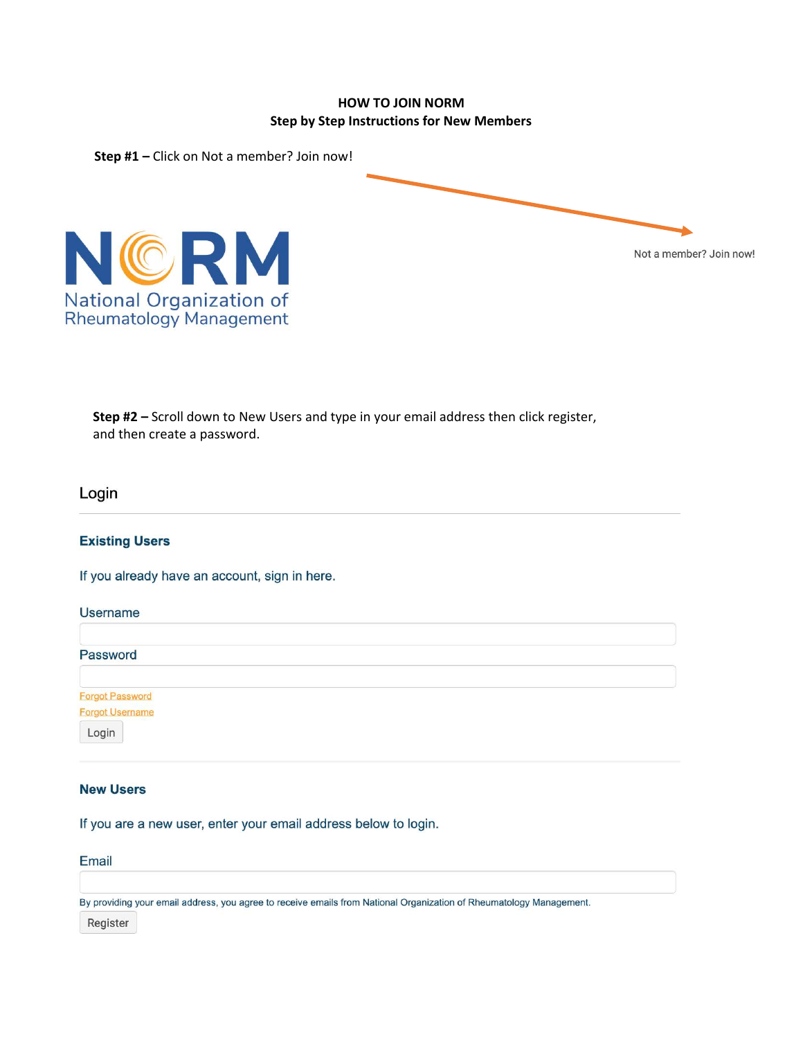**HOW TO JOIN NORM**
**Step by Step Instructions for New Members**

**Step #1 –** Click on Not a member? Join now!

NORM
National Organization of Rheumatology Management

Not a member? Join now!

**Step #2 –** Scroll down to New Users and type in your email address then click register, and then create a password.

## Login

### Existing Users

If you already have an account, sign in here.

Username

Password

Forgot Password

Forgot Username

Login

### New Users

If you are a new user, enter your email address below to login.

Email

By providing your email address, you agree to receive emails from National Organization of Rheumatology Management.

Register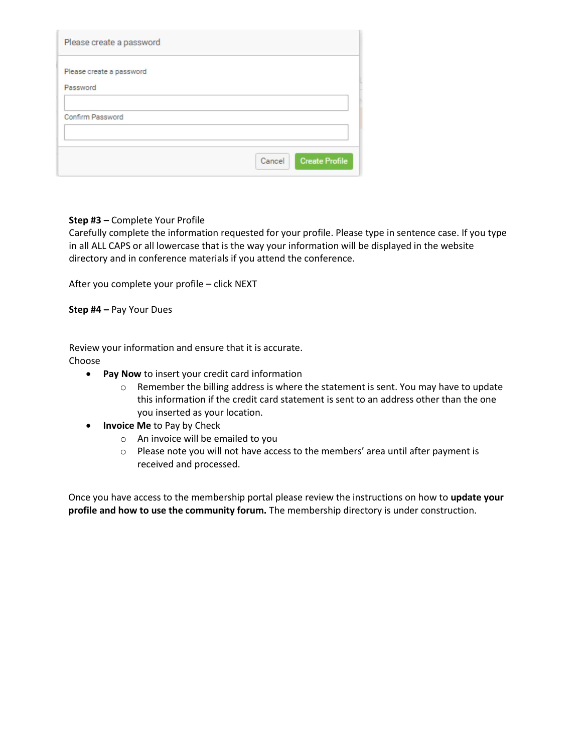Please create a password

Please create a password

Password

Confirm Password

Cancel Create Profile

**Step #3 –** Complete Your Profile
Carefully complete the information requested for your profile. Please type in sentence case. If you type in all ALL CAPS or all lowercase that is the way your information will be displayed in the website directory and in conference materials if you attend the conference.

After you complete your profile – click NEXT

**Step #4 –** Pay Your Dues

Review your information and ensure that it is accurate.
Choose

- **Pay Now** to insert your credit card information
  - Remember the billing address is where the statement is sent. You may have to update this information if the credit card statement is sent to an address other than the one you inserted as your location.
- **Invoice Me** to Pay by Check
  - An invoice will be emailed to you
  - Please note you will not have access to the members' area until after payment is received and processed.

Once you have access to the membership portal please review the instructions on how to **update your profile and how to use the community forum.** The membership directory is under construction.